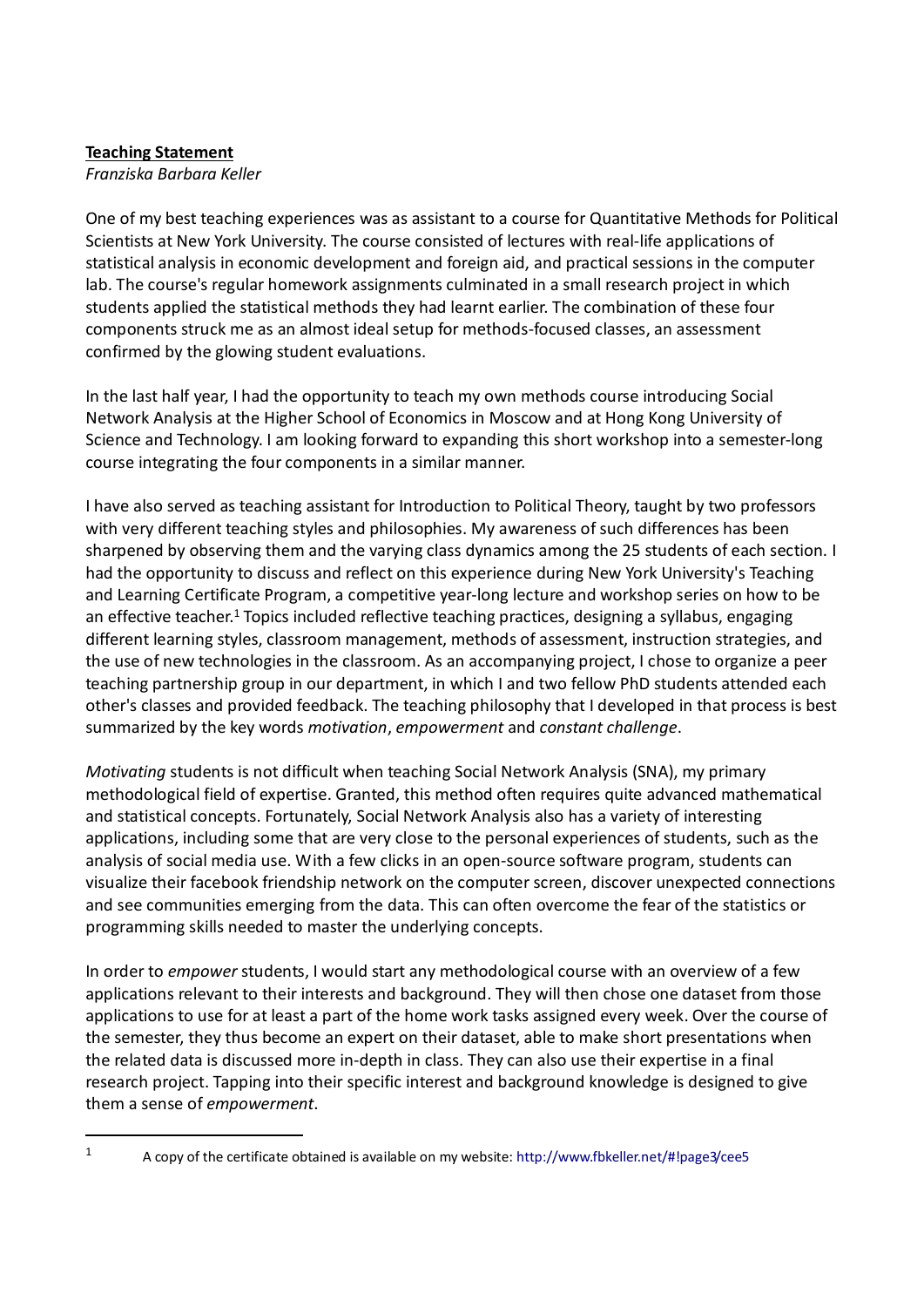**Teaching Statement**

*Franziska Barbara Keller*

One of my best teaching experiences was as assistant to a course for Quantitative Methods for Political Scientists at New York University. The course consisted of lectures with real-life applications of statistical analysis in economic development and foreign aid, and practical sessions in the computer lab. The course's regular homework assignments culminated in a small research project in which students applied the statistical methods they had learnt earlier. The combination of these four components struck me as an almost ideal setup for methods-focused classes, an assessment confirmed by the glowing student evaluations.

In the last half year, I had the opportunity to teach my own methods course introducing Social Network Analysis at the Higher School of Economics in Moscow and at Hong Kong University of Science and Technology. I am looking forward to expanding this short workshop into a semester-long course integrating the four components in a similar manner.

I have also served as teaching assistant for Introduction to Political Theory, taught by two professors with very different teaching styles and philosophies. My awareness of such differences has been sharpened by observing them and the varying class dynamics among the 25 students of each section. I had the opportunity to discuss and reflect on this experience during New York University's Teaching and Learning Certificate Program, a competitive year-long lecture and workshop series on how to be an effective teacher.[1] Topics included reflective teaching practices, designing a syllabus, engaging different learning styles, classroom management, methods of assessment, instruction strategies, and the use of new technologies in the classroom. As an accompanying project, I chose to organize a peer teaching partnership group in our department, in which I and two fellow PhD students attended each other's classes and provided feedback. The teaching philosophy that I developed in that process is best summarized by the key words *motivation*, *empowerment* and *constant challenge*.

*Motivating* students is not difficult when teaching Social Network Analysis (SNA), my primary methodological field of expertise. Granted, this method often requires quite advanced mathematical and statistical concepts. Fortunately, Social Network Analysis also has a variety of interesting applications, including some that are very close to the personal experiences of students, such as the analysis of social media use. With a few clicks in an open-source software program, students can visualize their facebook friendship network on the computer screen, discover unexpected connections and see communities emerging from the data. This can often overcome the fear of the statistics or programming skills needed to master the underlying concepts.

In order to *empower* students, I would start any methodological course with an overview of a few applications relevant to their interests and background. They will then chose one dataset from those applications to use for at least a part of the home work tasks assigned every week. Over the course of the semester, they thus become an expert on their dataset, able to make short presentations when the related data is discussed more in-depth in class. They can also use their expertise in a final research project. Tapping into their specific interest and background knowledge is designed to give them a sense of *empowerment*.

---

[1] A copy of the certificate obtained is available on my website: http://www.fbkeller.net/#!page3/cee5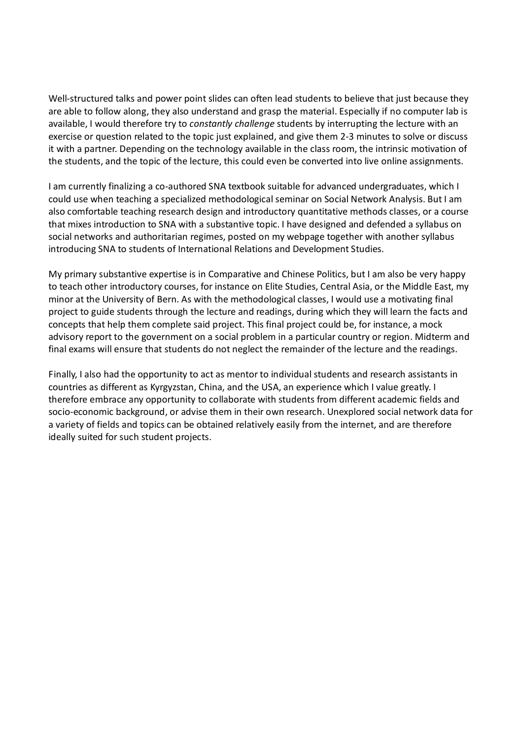Well-structured talks and power point slides can often lead students to believe that just because they are able to follow along, they also understand and grasp the material. Especially if no computer lab is available, I would therefore try to *constantly challenge* students by interrupting the lecture with an exercise or question related to the topic just explained, and give them 2-3 minutes to solve or discuss it with a partner. Depending on the technology available in the class room, the intrinsic motivation of the students, and the topic of the lecture, this could even be converted into live online assignments.

I am currently finalizing a co-authored SNA textbook suitable for advanced undergraduates, which I could use when teaching a specialized methodological seminar on Social Network Analysis. But I am also comfortable teaching research design and introductory quantitative methods classes, or a course that mixes introduction to SNA with a substantive topic. I have designed and defended a syllabus on social networks and authoritarian regimes, posted on my webpage together with another syllabus introducing SNA to students of International Relations and Development Studies.

My primary substantive expertise is in Comparative and Chinese Politics, but I am also be very happy to teach other introductory courses, for instance on Elite Studies, Central Asia, or the Middle East, my minor at the University of Bern. As with the methodological classes, I would use a motivating final project to guide students through the lecture and readings, during which they will learn the facts and concepts that help them complete said project. This final project could be, for instance, a mock advisory report to the government on a social problem in a particular country or region. Midterm and final exams will ensure that students do not neglect the remainder of the lecture and the readings.

Finally, I also had the opportunity to act as mentor to individual students and research assistants in countries as different as Kyrgyzstan, China, and the USA, an experience which I value greatly. I therefore embrace any opportunity to collaborate with students from different academic fields and socio-economic background, or advise them in their own research. Unexplored social network data for a variety of fields and topics can be obtained relatively easily from the internet, and are therefore ideally suited for such student projects.